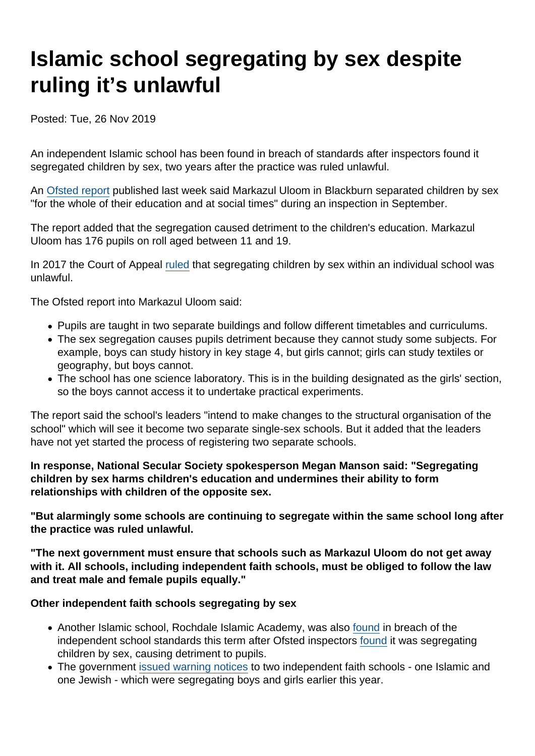# Islamic school segregating by sex despite ruling it's unlawful

Posted: Tue, 26 Nov 2019

An independent Islamic school has been found in breach of standards after inspectors found it segregated children by sex, two years after the practice was ruled unlawful.

An Ofsted report published last week said Markazul Uloom in Blackburn separated children by sex "for the whole of their education and at social times" during an inspection in September.

The report added that the segregation caused detriment to the children's education. Markazul Uloom has 176 pupils on roll aged between 11 and 19.

In 2017 the Court of Appeal ruled that segregating children by sex within an individual school was unlawful.

The Ofsted report into Markazul Uloom said:

- Pupils are taught in two separate buildings and follow different timetables and curriculums.
- The sex segregation causes pupils detriment because they cannot study some subjects. For example, boys can study history in key stage 4, but girls cannot; girls can study textiles or geography, but boys cannot.
- The school has one science laboratory. This is in the building designated as the girls' section, so the boys cannot access it to undertake practical experiments.

The report said the school's leaders "intend to make changes to the structural organisation of the school" which will see it become two separate single-sex schools. But it added that the leaders have not yet started the process of registering two separate schools.

**In response, National Secular Society spokesperson Megan Manson said: "Segregating children by sex harms children's education and undermines their ability to form relationships with children of the opposite sex.**

**"But alarmingly some schools are continuing to segregate within the same school long after the practice was ruled unlawful.**

**"The next government must ensure that schools such as Markazul Uloom do not get away with it. All schools, including independent faith schools, must be obliged to follow the law and treat male and female pupils equally."**

**Other independent faith schools segregating by sex**

- Another Islamic school, Rochdale Islamic Academy, was also found in breach of the independent school standards this term after Ofsted inspectors found it was segregating children by sex, causing detriment to pupils.
- The government issued warning notices to two independent faith schools - one Islamic and one Jewish - which were segregating boys and girls earlier this year.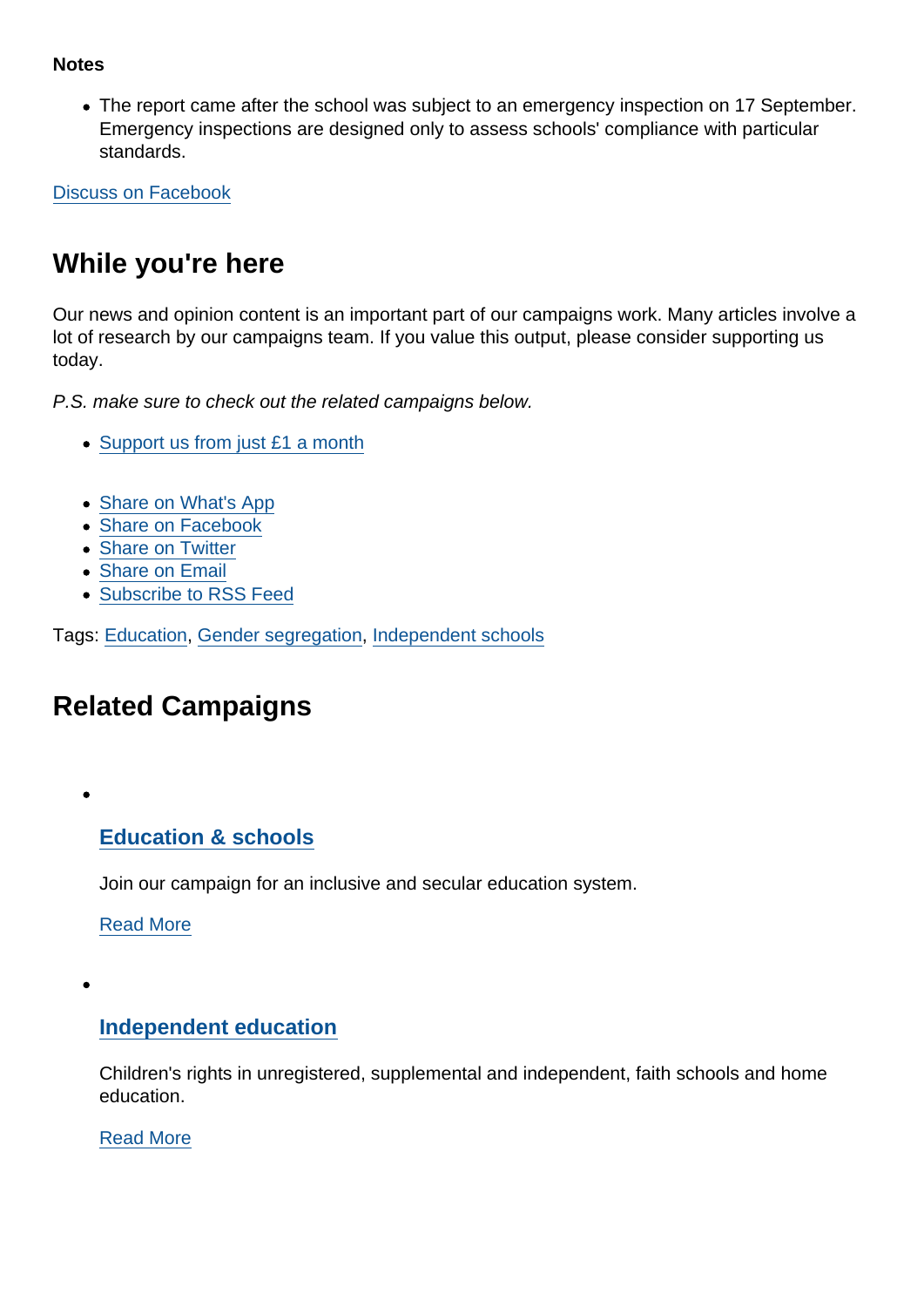**Notes**

- The report came after the school was subject to an emergency inspection on 17 September. Emergency inspections are designed only to assess schools' compliance with particular standards.

Discuss on Facebook

## While you're here

Our news and opinion content is an important part of our campaigns work. Many articles involve a lot of research by our campaigns team. If you value this output, please consider supporting us today.

*P.S. make sure to check out the related campaigns below.*

- Support us from just £1 a month

- Share on What's App
- Share on Facebook
- Share on Twitter
- Share on Email
- Subscribe to RSS Feed

Tags: Education, Gender segregation, Independent schools

## Related Campaigns

- ### Education & schools

  Join our campaign for an inclusive and secular education system.

  Read More

- ### Independent education

  Children's rights in unregistered, supplemental and independent, faith schools and home education.

  Read More